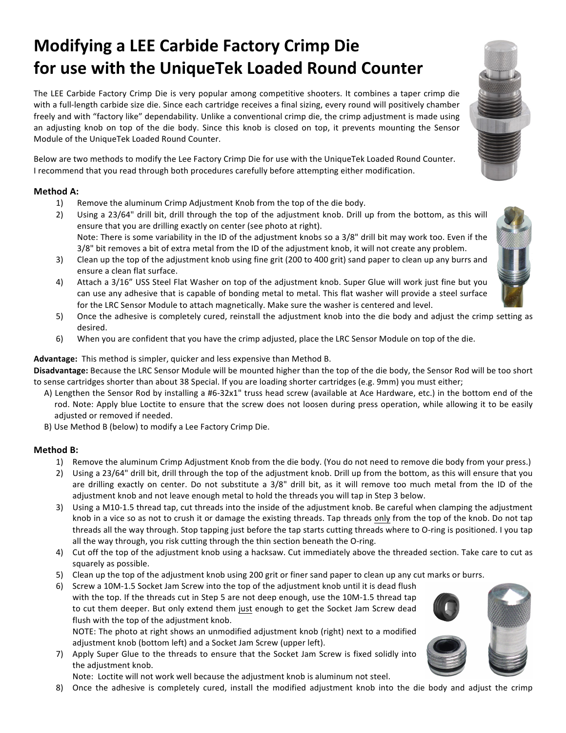# Modifying a LEE Carbide Factory Crimp Die for use with the UniqueTek Loaded Round Counter

The LEE Carbide Factory Crimp Die is very popular among competitive shooters. It combines a taper crimp die with a full-length carbide size die. Since each cartridge receives a final sizing, every round will positively chamber freely and with "factory like" dependability. Unlike a conventional crimp die, the crimp adjustment is made using an adjusting knob on top of the die body. Since this knob is closed on top, it prevents mounting the Sensor Module of the UniqueTek Loaded Round Counter.

Below are two methods to modify the Lee Factory Crimp Die for use with the UniqueTek Loaded Round Counter. I recommend that you read through both procedures carefully before attempting either modification.

### Method A:

1) Remove the aluminum Crimp Adjustment Knob from the top of the die body.
2) Using a 23/64" drill bit, drill through the top of the adjustment knob. Drill up from the bottom, as this will ensure that you are drilling exactly on center (see photo at right).
   Note: There is some variability in the ID of the adjustment knobs so a 3/8" drill bit may work too. Even if the 3/8" bit removes a bit of extra metal from the ID of the adjustment knob, it will not create any problem.
3) Clean up the top of the adjustment knob using fine grit (200 to 400 grit) sand paper to clean up any burrs and ensure a clean flat surface.
4) Attach a 3/16" USS Steel Flat Washer on top of the adjustment knob. Super Glue will work just fine but you can use any adhesive that is capable of bonding metal to metal. This flat washer will provide a steel surface for the LRC Sensor Module to attach magnetically. Make sure the washer is centered and level.
5) Once the adhesive is completely cured, reinstall the adjustment knob into the die body and adjust the crimp setting as desired.
6) When you are confident that you have the crimp adjusted, place the LRC Sensor Module on top of the die.

**Advantage:** This method is simpler, quicker and less expensive than Method B.
**Disadvantage:** Because the LRC Sensor Module will be mounted higher than the top of the die body, the Sensor Rod will be too short to sense cartridges shorter than about 38 Special. If you are loading shorter cartridges (e.g. 9mm) you must either;

A) Lengthen the Sensor Rod by installing a #6-32x1" truss head screw (available at Ace Hardware, etc.) in the bottom end of the rod. Note: Apply blue Loctite to ensure that the screw does not loosen during press operation, while allowing it to be easily adjusted or removed if needed.
B) Use Method B (below) to modify a Lee Factory Crimp Die.

### Method B:

1) Remove the aluminum Crimp Adjustment Knob from the die body. (You do not need to remove die body from your press.)
2) Using a 23/64" drill bit, drill through the top of the adjustment knob. Drill up from the bottom, as this will ensure that you are drilling exactly on center. Do not substitute a 3/8" drill bit, as it will remove too much metal from the ID of the adjustment knob and not leave enough metal to hold the threads you will tap in Step 3 below.
3) Using a M10-1.5 thread tap, cut threads into the inside of the adjustment knob. Be careful when clamping the adjustment knob in a vice so as not to crush it or damage the existing threads. Tap threads <u>only</u> from the top of the knob. Do not tap threads all the way through. Stop tapping just before the tap starts cutting threads where to O-ring is positioned. I you tap all the way through, you risk cutting through the thin section beneath the O-ring.
4) Cut off the top of the adjustment knob using a hacksaw. Cut immediately above the threaded section. Take care to cut as squarely as possible.
5) Clean up the top of the adjustment knob using 200 grit or finer sand paper to clean up any cut marks or burrs.
6) Screw a 10M-1.5 Socket Jam Screw into the top of the adjustment knob until it is dead flush with the top. If the threads cut in Step 5 are not deep enough, use the 10M-1.5 thread tap to cut them deeper. But only extend them <u>just</u> enough to get the Socket Jam Screw dead flush with the top of the adjustment knob.
   NOTE: The photo at right shows an unmodified adjustment knob (right) next to a modified adjustment knob (bottom left) and a Socket Jam Screw (upper left).
7) Apply Super Glue to the threads to ensure that the Socket Jam Screw is fixed solidly into the adjustment knob.
   Note: Loctite will not work well because the adjustment knob is aluminum not steel.
8) Once the adhesive is completely cured, install the modified adjustment knob into the die body and adjust the crimp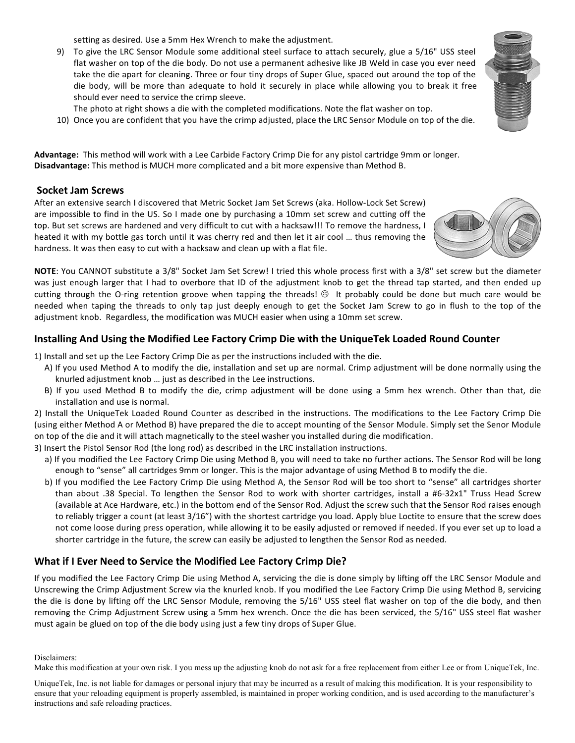setting as desired. Use a 5mm Hex Wrench to make the adjustment.

9) To give the LRC Sensor Module some additional steel surface to attach securely, glue a 5/16" USS steel flat washer on top of the die body. Do not use a permanent adhesive like JB Weld in case you ever need take the die apart for cleaning. Three or four tiny drops of Super Glue, spaced out around the top of the die body, will be more than adequate to hold it securely in place while allowing you to break it free should ever need to service the crimp sleeve.
   The photo at right shows a die with the completed modifications. Note the flat washer on top.
10) Once you are confident that you have the crimp adjusted, place the LRC Sensor Module on top of the die.

**Advantage:** This method will work with a Lee Carbide Factory Crimp Die for any pistol cartridge 9mm or longer.
**Disadvantage:** This method is MUCH more complicated and a bit more expensive than Method B.

### Socket Jam Screws

After an extensive search I discovered that Metric Socket Jam Set Screws (aka. Hollow-Lock Set Screw) are impossible to find in the US. So I made one by purchasing a 10mm set screw and cutting off the top. But set screws are hardened and very difficult to cut with a hacksaw!!! To remove the hardness, I heated it with my bottle gas torch until it was cherry red and then let it air cool … thus removing the hardness. It was then easy to cut with a hacksaw and clean up with a flat file.

**NOTE**: You CANNOT substitute a 3/8" Socket Jam Set Screw! I tried this whole process first with a 3/8" set screw but the diameter was just enough larger that I had to overbore that ID of the adjustment knob to get the thread tap started, and then ended up cutting through the O-ring retention groove when tapping the threads! ☹ It probably could be done but much care would be needed when taping the threads to only tap just deeply enough to get the Socket Jam Screw to go in flush to the top of the adjustment knob. Regardless, the modification was MUCH easier when using a 10mm set screw.

## Installing And Using the Modified Lee Factory Crimp Die with the UniqueTek Loaded Round Counter

1) Install and set up the Lee Factory Crimp Die as per the instructions included with the die.
   A) If you used Method A to modify the die, installation and set up are normal. Crimp adjustment will be done normally using the knurled adjustment knob … just as described in the Lee instructions.
   B) If you used Method B to modify the die, crimp adjustment will be done using a 5mm hex wrench. Other than that, die installation and use is normal.

2) Install the UniqueTek Loaded Round Counter as described in the instructions. The modifications to the Lee Factory Crimp Die (using either Method A or Method B) have prepared the die to accept mounting of the Sensor Module. Simply set the Senor Module on top of the die and it will attach magnetically to the steel washer you installed during die modification.

3) Insert the Pistol Sensor Rod (the long rod) as described in the LRC installation instructions.
   a) If you modified the Lee Factory Crimp Die using Method B, you will need to take no further actions. The Sensor Rod will be long enough to "sense" all cartridges 9mm or longer. This is the major advantage of using Method B to modify the die.
   b) If you modified the Lee Factory Crimp Die using Method A, the Sensor Rod will be too short to "sense" all cartridges shorter than about .38 Special. To lengthen the Sensor Rod to work with shorter cartridges, install a #6-32x1" Truss Head Screw (available at Ace Hardware, etc.) in the bottom end of the Sensor Rod. Adjust the screw such that the Sensor Rod raises enough to reliably trigger a count (at least 3/16") with the shortest cartridge you load. Apply blue Loctite to ensure that the screw does not come loose during press operation, while allowing it to be easily adjusted or removed if needed. If you ever set up to load a shorter cartridge in the future, the screw can easily be adjusted to lengthen the Sensor Rod as needed.

## What if I Ever Need to Service the Modified Lee Factory Crimp Die?

If you modified the Lee Factory Crimp Die using Method A, servicing the die is done simply by lifting off the LRC Sensor Module and Unscrewing the Crimp Adjustment Screw via the knurled knob. If you modified the Lee Factory Crimp Die using Method B, servicing the die is done by lifting off the LRC Sensor Module, removing the 5/16" USS steel flat washer on top of the die body, and then removing the Crimp Adjustment Screw using a 5mm hex wrench. Once the die has been serviced, the 5/16" USS steel flat washer must again be glued on top of the die body using just a few tiny drops of Super Glue.

Disclaimers:
Make this modification at your own risk. I you mess up the adjusting knob do not ask for a free replacement from either Lee or from UniqueTek, Inc.

UniqueTek, Inc. is not liable for damages or personal injury that may be incurred as a result of making this modification. It is your responsibility to ensure that your reloading equipment is properly assembled, is maintained in proper working condition, and is used according to the manufacturer's instructions and safe reloading practices.